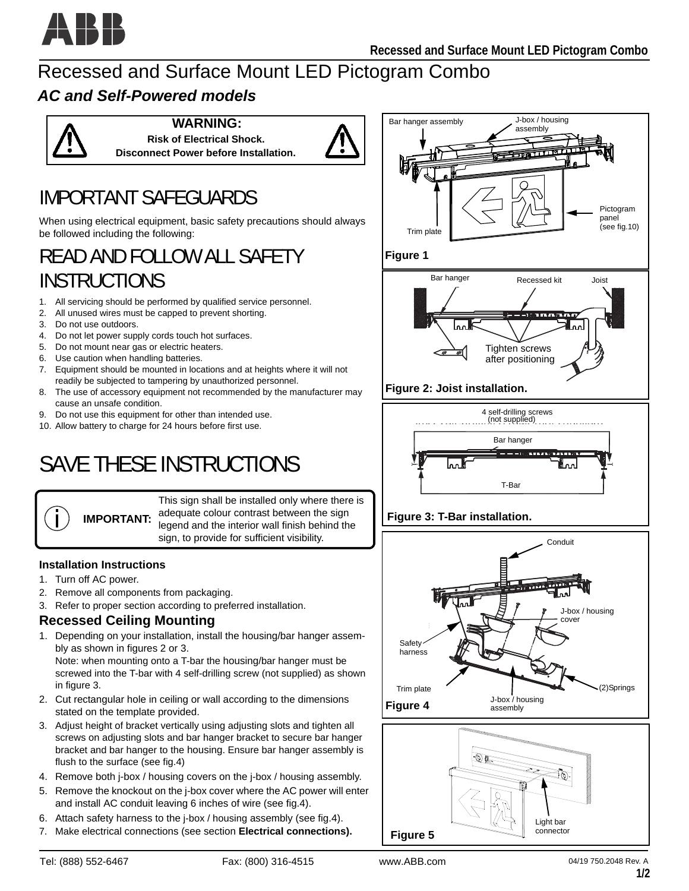# Recessed and Surface Mount LED Pictogram Combo

## *AC and Self-Powered models*

**WARNING:**
**Risk of Electrical Shock.**
**Disconnect Power before Installation.**

# IMPORTANT SAFEGUARDS

When using electrical equipment, basic safety precautions should always be followed including the following:

# READ AND FOLLOW ALL SAFETY INSTRUCTIONS

1. All servicing should be performed by qualified service personnel.
2. All unused wires must be capped to prevent shorting.
3. Do not use outdoors.
4. Do not let power supply cords touch hot surfaces.
5. Do not mount near gas or electric heaters.
6. Use caution when handling batteries.
7. Equipment should be mounted in locations and at heights where it will not readily be subjected to tampering by unauthorized personnel.
8. The use of accessory equipment not recommended by the manufacturer may cause an unsafe condition.
9. Do not use this equipment for other than intended use.
10. Allow battery to charge for 24 hours before first use.

# SAVE THESE INSTRUCTIONS

**IMPORTANT:** This sign shall be installed only where there is adequate colour contrast between the sign legend and the interior wall finish behind the sign, to provide for sufficient visibility.

### Installation Instructions

1. Turn off AC power.
2. Remove all components from packaging.
3. Refer to proper section according to preferred installation.

### Recessed Ceiling Mounting

1. Depending on your installation, install the housing/bar hanger assembly as shown in figures 2 or 3.
   Note: when mounting onto a T-bar the housing/bar hanger must be screwed into the T-bar with 4 self-drilling screw (not supplied) as shown in figure 3.
2. Cut rectangular hole in ceiling or wall according to the dimensions stated on the template provided.
3. Adjust height of bracket vertically using adjusting slots and tighten all screws on adjusting slots and bar hanger bracket to secure bar hanger bracket and bar hanger to the housing. Ensure bar hanger assembly is flush to the surface (see fig.4)
4. Remove both j-box / housing covers on the j-box / housing assembly.
5. Remove the knockout on the j-box cover where the AC power will enter and install AC conduit leaving 6 inches of wire (see fig.4).
6. Attach safety harness to the j-box / housing assembly (see fig.4).
7. Make electrical connections (see section **Electrical connections).**

Bar hanger assembly — J-box / housing assembly — Pictogram panel (see fig.10) — Trim plate

**Figure 1**

Bar hanger — Recessed kit — Joist — Tighten screws after positioning

**Figure 2: Joist installation.**

4 self-drilling screws (not supplied) — Bar hanger — T-Bar

**Figure 3: T-Bar installation.**

Conduit — J-box / housing cover — Safety harness — Trim plate — J-box / housing assembly — (2)Springs

**Figure 4**

Light bar connector

**Figure 5**

Tel: (888) 552-6467 Fax: (800) 316-4515 www.ABB.com 04/19 750.2048 Rev. A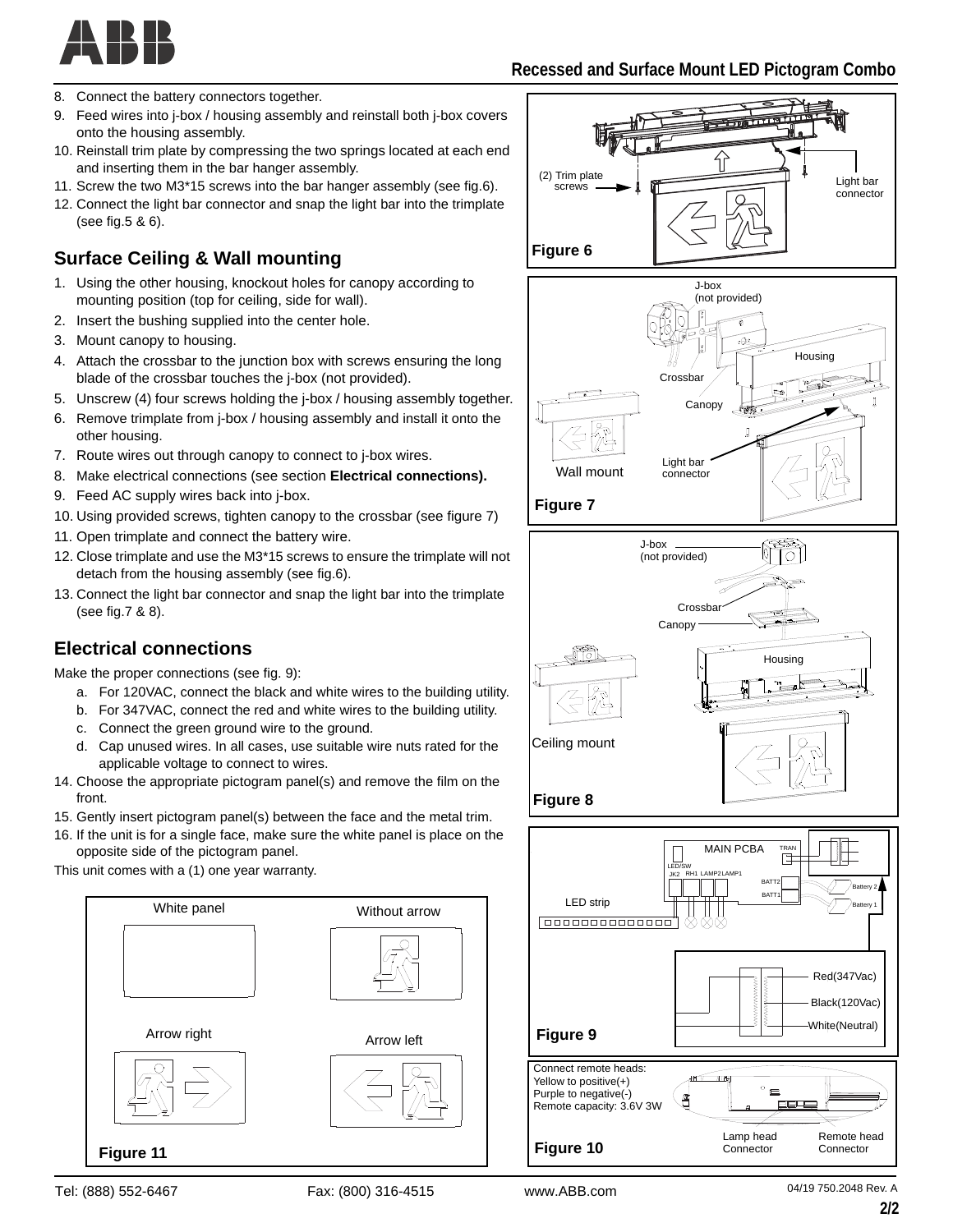8. Connect the battery connectors together.
9. Feed wires into j-box / housing assembly and reinstall both j-box covers onto the housing assembly.
10. Reinstall trim plate by compressing the two springs located at each end and inserting them in the bar hanger assembly.
11. Screw the two M3*15 screws into the bar hanger assembly (see fig.6).
12. Connect the light bar connector and snap the light bar into the trimplate (see fig.5 & 6).

## Surface Ceiling & Wall mounting

1. Using the other housing, knockout holes for canopy according to mounting position (top for ceiling, side for wall).
2. Insert the bushing supplied into the center hole.
3. Mount canopy to housing.
4. Attach the crossbar to the junction box with screws ensuring the long blade of the crossbar touches the j-box (not provided).
5. Unscrew (4) four screws holding the j-box / housing assembly together.
6. Remove trimplate from j-box / housing assembly and install it onto the other housing.
7. Route wires out through canopy to connect to j-box wires.
8. Make electrical connections (see section **Electrical connections).**
9. Feed AC supply wires back into j-box.
10. Using provided screws, tighten canopy to the crossbar (see figure 7)
11. Open trimplate and connect the battery wire.
12. Close trimplate and use the M3*15 screws to ensure the trimplate will not detach from the housing assembly (see fig.6).
13. Connect the light bar connector and snap the light bar into the trimplate (see fig.7 & 8).

## Electrical connections

Make the proper connections (see fig. 9):

a. For 120VAC, connect the black and white wires to the building utility.
b. For 347VAC, connect the red and white wires to the building utility.
c. Connect the green ground wire to the ground.
d. Cap unused wires. In all cases, use suitable wire nuts rated for the applicable voltage to connect to wires.

14. Choose the appropriate pictogram panel(s) and remove the film on the front.
15. Gently insert pictogram panel(s) between the face and the metal trim.
16. If the unit is for a single face, make sure the white panel is place on the opposite side of the pictogram panel.

This unit comes with a (1) one year warranty.

White panel | Without arrow | Arrow right | Arrow left

**Figure 11**

(2) Trim plate screws | Light bar connector

**Figure 6**

J-box (not provided) | Housing | Crossbar | Canopy | Light bar connector | Wall mount

**Figure 7**

J-box (not provided) | Crossbar | Canopy | Housing | Ceiling mount

**Figure 8**

MAIN PCBA | TRAN | LED/SW JK2 | RH1 | LAMP2 | LAMP1 | BATT2 | BATT1 | Battery 2 | Battery 1 | LED strip | Red(347Vac) | Black(120Vac) | White(Neutral)

**Figure 9**

Connect remote heads:
Yellow to positive(+)
Purple to negative(-)
Remote capacity: 3.6V 3W

Lamp head Connector | Remote head Connector

**Figure 10**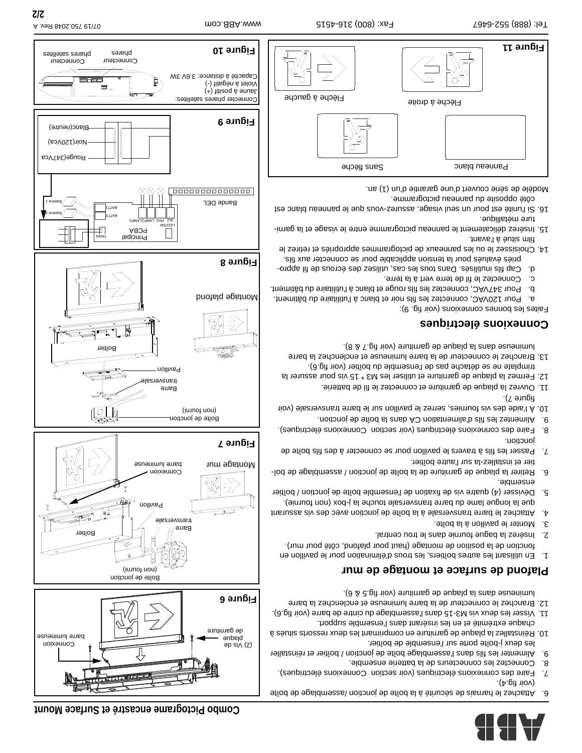# Combo Pictogramme encastré et Surface Mount

6. Attachez le harnais de sécurité à la boîte de jonction /assemblage de boîte (voir fig.4).
7. Faire des connexions électriques (voir section Connexions électriques).
8. Connectez les connecteurs de la batterie ensemble.
9. Alimenter les fils dans l'assemblage boîte de jonction / boîtier et réinstaller les deux j-boîte porte sur l'ensemble de boîtier.
10. Réinstallez la plaque de garniture en comprimant les deux ressorts situés à chaque extrémité et en les insérant dans l'ensemble support.
11. Visser les deux vis M3-15 dans l'assemblage du cintre de barre (voir fig.6).
12. Branchez le connecteur de la barre lumineuse et enclenchez la barre lumineuse dans la plaque de garniture (voir fig.5 & 6).

## Plafond de surface et montage de mur

1. En utilisant les autres boîtiers, les trous d'élimination pour le pavillon en fonction de la position de montage (haut pour plafond, côté pour mur).
2. Insérez la bague fournie dans le trou central.
3. Monter le pavillon à la boîte.
4. Attachez le barre transversale à la boîte de jonction avec des vis assurant que la longue lame du barre transversale touche la j-box (non fournie).
5. Dévisser (4) quatre vis de fixation de l'ensemble boîte de jonction / boîtier ensemble.
6. Retirer la plaque de garniture de la boîte de jonction / assemblage de boîtier et installez-la sur l'autre boîtier.
7. Passer les fils à travers le pavillon pour se connecter à des fils boîte de jonction.
8. Faire des connexions électriques (voir section Connexions électriques).
9. Alimentez les fils d'alimentation CA dans la boîte de jonction.
10. A l'aide des vis fournies, serrez le pavillon sur le barre transversale (voir figure 7).
11. Ouvrez la plaque de garniture et connectez le fil de batterie.
12. Fermez la plaque de garniture et utiliser les M3 * 15 vis pour assurer la trimplate ne se détache pas de l'ensemble du boîtier (voir fig.6).
13. Branchez le connecteur de la barre lumineuse et enclenchez la barre lumineuse dans la plaque de garniture (voir fig.7 & 8).

## Connexions électriques

Faites les bonnes connexions (voir fig. 9):

a. Pour 120VAC, connectez les fils noir et blanc à l'utilitaire du bâtiment.
b. Pour 347VAC, connectez les fils rouge et blanc à l'utilitaire du bâtiment.
c. Connectez le fil de terre vert à la terre.
d. Cap fils inutilisés. Dans tous les cas, utilisez des écrous de fil appropriés évalués pour la tension applicable pour se connecter aux fils.

14. Choisissez le ou les panneaux de pictogrammes appropriés et retirez le film situé à l'avant.
15. Insérez délicatement le panneau pictogramme entre le visage et la garniture métallique.
16. Si l'unité est pour un seul visage, assurez-vous que le panneau blanc est côté opposé du panneau pictogramme.

Modèle de série couvert d'une garantie d'un (1) an.

**Figure 11**

Flèche à gauche — Flèche à droite — Sans flèche — Panneau blanc

**Figure 6**

(2) Vis de plaque de garniture — Connexion barre lumineuse

**Figure 7**

Montage mur — Boîte de jonction (non fourni) — Boîtier — Barre transversale — Pavillon — Connexion barre lumineuse

**Figure 8**

Montage plafond — Boîte de jonction (non fourni) — Barre transversale — Pavillon — Boîtier

**Figure 9**

Bande DEL — Principal PCBA — Batterie 1 — Batterie 2 — Rouge(347Vca) — Noir(120Vca) — Blanc(neutre)

**Figure 10**

Connecter phares satellites:
Jaune à positif (+)
Violet à négatif (-)
Capacité à distance: 3.6V 3W

Connecteur phares — Connecteur phares satellites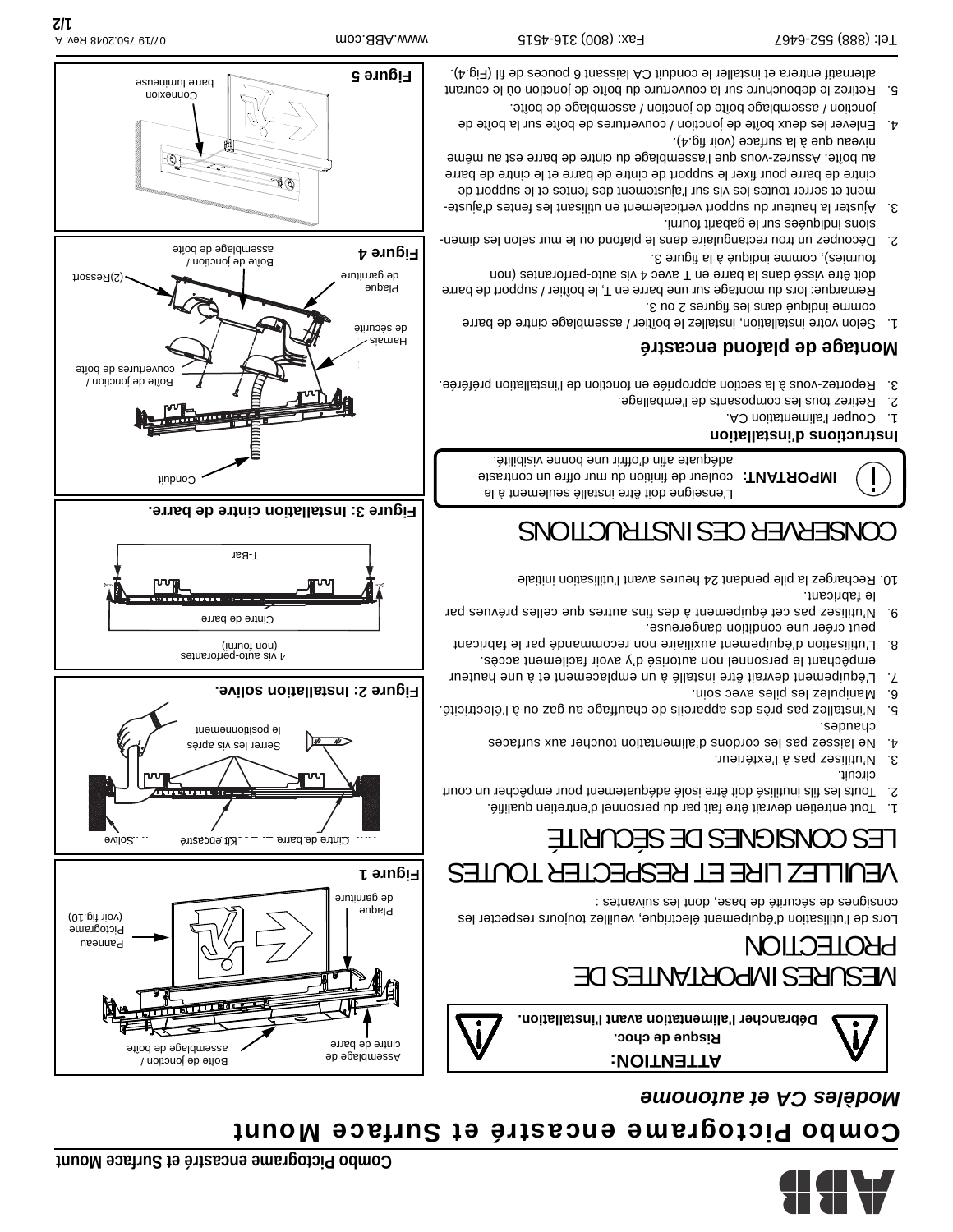Combo Pictograme encastré et Surface Mount

# Combo Pictograme encastré et Surface Mount

## *Modèles CA et autonome*

**ATTENTION:**
**Risque de choc.**
**Débrancher l'alimentation avant l'installation.**

# MESURES IMPORTANTES DE PROTECTION

Lors de l'utilisation d'équipement électrique, veuillez toujours respecter les consignes de sécurité de base, dont les suivantes :

# VEUILLEZ LIRE ET RESPECTER TOUTES LES CONSIGNES DE SÉCURITÉ

1. Tout entretien devrait être fait par du personnel d'entretien qualifié.
2. Tous les fils inutilisé doit être isolé adéquatement pour empêcher un court circuit.
3. N'utilisez pas à l'extérieur.
4. Ne laissez pas les cordons d'alimentation toucher aux surfaces chaudes.
5. N'installez pas près des appareils de chauffage au gaz ou à l'électricité.
6. Manipulez les piles avec soin.
7. L'équipement devrait être installé à un emplacement et à une hauteur empêchant le personnel non autorisé d'y avoir facilement accès.
8. L'utilisation d'équipement auxiliaire non recommandé par le fabricant peut créer une condition dangereuse.
9. N'utilisez pas cet équipement à des fins autres que celles prévues par le fabricant.
10. Rechargez la pile pendant 24 heures avant l'utilisation initiale

# CONSERVER CES INSTRUCTIONS

**IMPORTANT:** L'enseigne doit être installé seulement à la couleur de finition du mur offre un contraste adéquate afin d'offrir une bonne visibilité.

### Instructions d'installation

1. Couper l'alimentation CA.
2. Retirez tous les composants de l'emballage.
3. Reportez-vous à la section appropriée en fonction de l'installation préférée.

### Montage de plafond encastré

1. Selon votre installation, installez le boîtier / assemblage cintre de barre comme indiqué dans les figures 2 ou 3.
   Remarque: lors du montage sur une barre en T, le boîtier / support de barre doit être vissé dans la barre en T avec 4 vis auto-perforantes (non fournies), comme indiqué à la figure 3.
2. Découpez un trou rectangulaire dans le plafond ou le mur selon les dimensions indiquées sur le gabarit fourni.
3. Ajuster la hauteur du support verticalement en utilisant les fentes d'ajustement et serrer toutes les vis sur l'ajustement des fentes et le support de cintre de barre pour fixer le support de cintre de barre et le cintre de barre au boîte. Assurez-vous que l'assemblage du cintre de barre est au même niveau que à la surface (voir fig.4).
4. Enlever les deux boîte de jonction / couvertures de boîte sur la boîte de jonction / assemblage boîte de jonction / assemblage de boîte.
5. Retirez le débouchure sur la couverture du boîte de jonction où le courant alternatif entrera et installer le conduit CA laissant 6 pouces de fil (Fig.4).

Boîte de jonction / assemblage de boîte
Assemblage de cintre de barre
Plaque de garniture
Panneau Pictograme (voir fig.10)

**Figure 1**

Solive
Kit encastré
Cintre de barre
Serrer les vis après le positionnement

**Figure 2: Installation solive.**

4 vis auto-perforantes (non fourni)
Cintre de barre
T-Bar

**Figure 3: Installation cintre de barre.**

Conduit
Boîte de jonction / couvertures de boîte
Harnais de sécurité
Plaque de garniture
(2)Ressort
Boîte de jonction / assemblage de boîte

**Figure 4**

Connexion barre lumineuse

**Figure 5**

Tel: (888) 552-6467    Fax: (800) 316-4515    www.ABB.com    07/19 750.2048 Rev. A